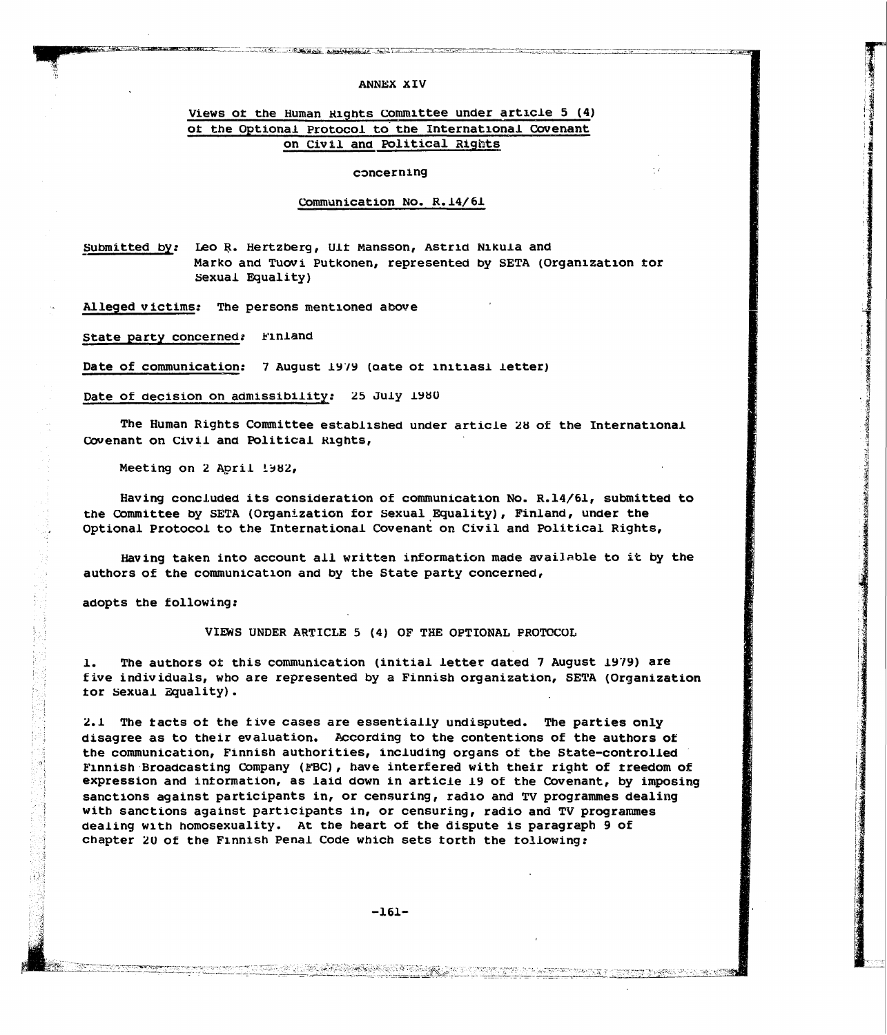ANNEX XIV

Views of the Human Rights Committee under article 5 (4) of the Optional Protocol to the International Covenant on Civil and Political Rights

concerning

Communication No. R.14/61

Submitted by: Leo R. Hertzberg, Ulf Mansson, Astrid Nikula and Marko and Tuovi Putkonen, represented by SETA (Organization for Sexual Equality)

Alleged victims: The persons mentioned above

State party concerned: Finland

Date of communication: 7 August 1979 (date of initiasl letter)

Date of decision on admissibility: 25 July 1980

The Human Rights Committee established under article 28 of the International Covenant on Civil and Political Rights,

Meeting on 2 April 1982,

Having concluded its consideration of communication No. R.14/61, submitted to the Committee by SETA (Organization for Sexual Equality), Finland, under the Optional Protocol to the International Covenant on Civil and Political Rights,

Having taken into account all written information made available to it by the authors of the communication and by the State party concerned,

adopts the following:

VIEWS UNDER ARTICLE 5 (4) OF THE OPTIONAL PROTOCOL

1. The authors of this communication (initial letter dated 7 August 1979) are five individuals, who are represented by a Finnish organization, SETA (Organization for Sexual Equality).

2.1 The facts of the five cases are essentially undisputed. The parties only disagree as to their evaluation. According to the contentions of the authors of the communication, Finnish authorities, including organs of the State-controlled Finnish Broadcasting Company (FBC), have interfered with their right of freedom of expression and information, as laid down in article 19 of the Covenant, by imposing sanctions against participants in, or censuring, radio and TV programmes dealing with sanctions against participants in, or censuring, radio and TV programmes dealing with homosexuality. At the heart of the dispute is paragraph 9 of chapter 20 of the Finnish Penal Code which sets forth the following: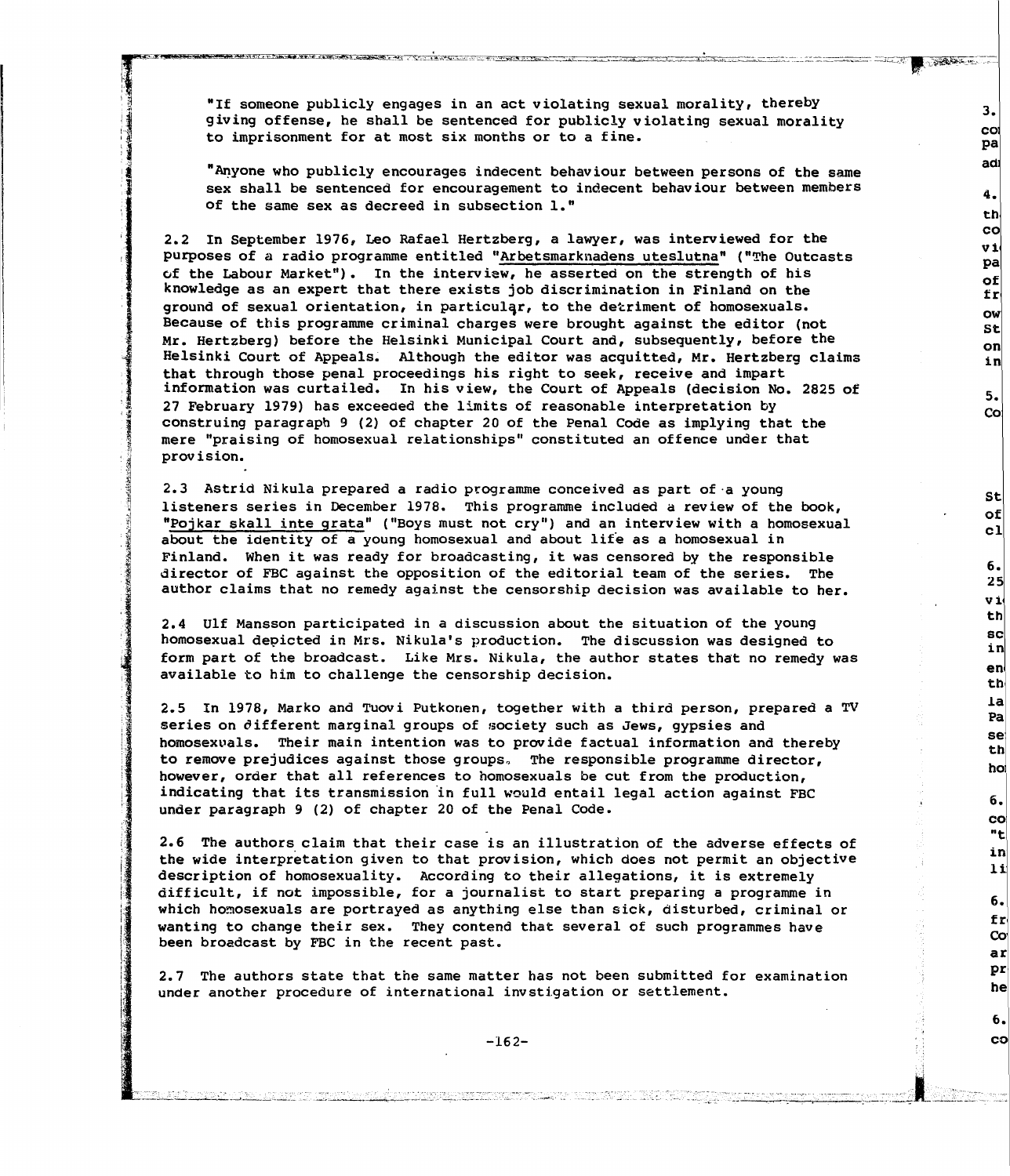"If someone publicly engages in an act violating sexual morality, thereby giving offense, he shall be sentenced for publicly violating sexual morality to imprisonment for at most six months or to a fine.

"Anyone who publicly encourages indecent behaviour between persons of the same sex shall be sentenced for encouragement to indecent behaviour between members of the same sex as decreed in subsection 1."

2.2 In September 1976, Leo Rafael Hertzberg, a lawyer, was interviewed for the purposes of a radio programme entitled "Arbetsmarknadens uteslutna" ("The Outcasts of the Labour Market"). In the interview, he asserted on the strength of his knowledge as an expert that there exists job discrimination in Finland on the ground of sexual orientation, in particular, to the detriment of homosexuals. Because of this programme criminal charges were brought against the editor (not Mr. Hertzberg) before the Helsinki Municipal Court and, subsequently, before the Helsinki Court of Appeals. Although the editor was acquitted, Mr. Hertzberg claims that through those penal proceedings his right to seek, receive and impart information was curtailed. In his view, the Court of Appeals (decision No. 2825 of 27 February 1979) has exceeded the limits of reasonable interpretation by construing paragraph 9 (2) of chapter 20 of the Penal Code as implying that the mere "praising of homosexual relationships" constituted an offence under that provision.

2.3 Astrid Nikula prepared a radio programme conceived as part of a young listeners series in December 1978. This programme included a review of the book, "Pojkar skall inte grata" ("Boys must not cry") and an interview with a homosexual about the identity of a young homosexual and about life as a homosexual in Finland. When it was ready for broadcasting, it was censored by the responsible director of FBC against the opposition of the editorial team of the series. The author claims that no remedy against the censorship decision was available to her.

2.4 Ulf Mansson participated in a discussion about the situation of the young homosexual depicted in Mrs. Nikula's production. The discussion was designed to form part of the broadcast. Like Mrs. Nikula, the author states that no remedy was available to him to challenge the censorship decision.

2.5 In 1978, Marko and Tuovi Putkonen, together with a third person, prepared a TV series on different marginal groups of society such as Jews, gypsies and homosexuals. Their main intention was to provide factual information and thereby to remove prejudices against those groups. The responsible programme director, however, order that all references to homosexuals be cut from the production, indicating that its transmission in full would entail legal action against FBC under paragraph 9 (2) of chapter 20 of the Penal Code.

2.6 The authors claim that their case is an illustration of the adverse effects of the wide interpretation given to that provision, which does not permit an objective description of homosexuality. According to their allegations, it is extremely difficult, if not impossible, for a journalist to start preparing a programme in which homosexuals are portrayed as anything else than sick, disturbed, criminal or wanting to change their sex. They contend that several of such programmes have been broadcast by FBC in the recent past.

2.7 The authors state that the same matter has not been submitted for examination under another procedure of international invstigation or settlement.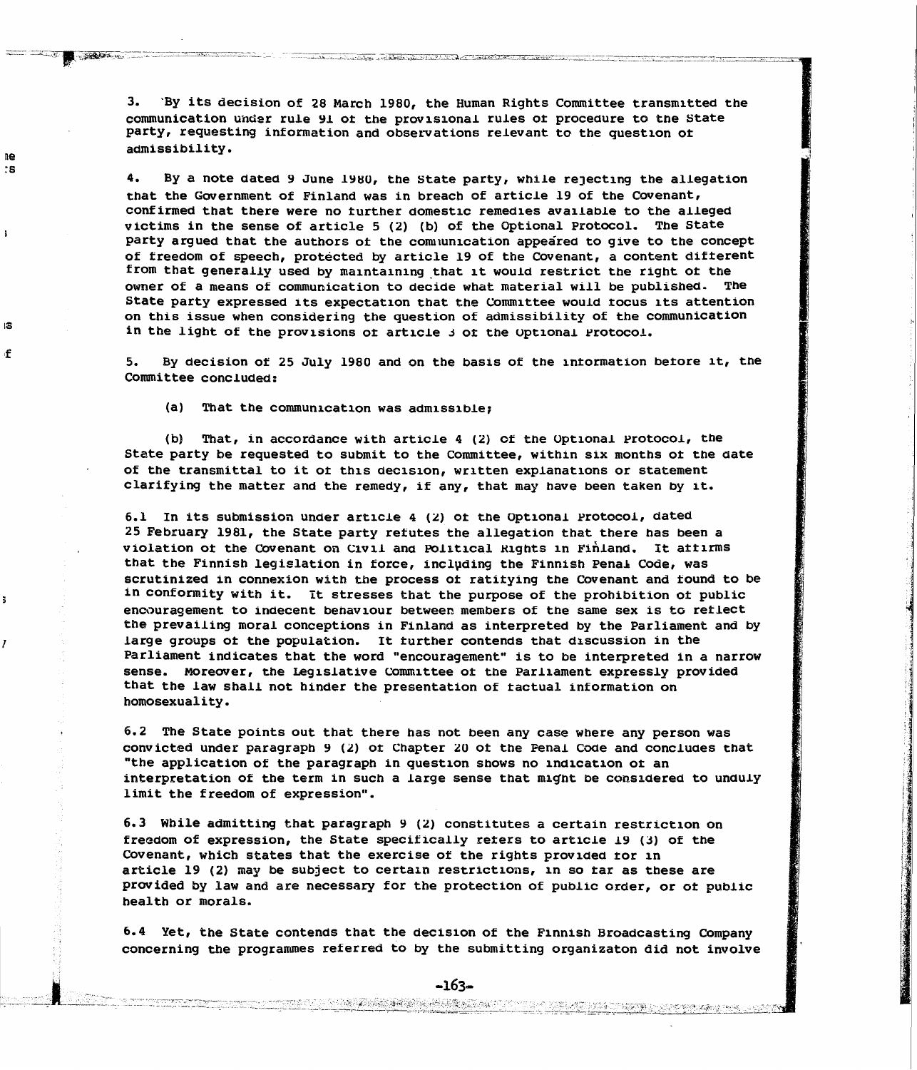3. By its decision of 28 March 1980, the Human Rights Committee transmitted the communication under rule 91 of the provisional rules of procedure to the State party, requesting information and observations relevant to the question of admissibility.

4. By a note dated 9 June 1980, the State party, while rejecting the allegation that the Government of Finland was in breach of article 19 of the Covenant, confirmed that there were no further domestic remedies available to the alleged victims in the sense of article 5 (2) (b) of the Optional Protocol. The State party argued that the authors of the communication appeared to give to the concept of freedom of speech, protected by article 19 of the Covenant, a content different from that generally used by maintaining that it would restrict the right of the owner of a means of communication to decide what material will be published. The State party expressed its expectation that the Committee would focus its attention on this issue when considering the question of admissibility of the communication in the light of the provisions of article 3 of the Optional Protocol.

5. By decision of 25 July 1980 and on the basis of the information before it, the Committee concluded:

(a) That the communication was admissible;

(b) That, in accordance with article 4 (2) of the Optional Protocol, the State party be requested to submit to the Committee, within six months of the date of the transmittal to it of this decision, written explanations or statement clarifying the matter and the remedy, if any, that may have been taken by it.

6.1 In its submission under article 4 (2) of the Optional Protocol, dated 25 February 1981, the State party refutes the allegation that there has been a violation of the Covenant on Civil and Political Rights in Finland. It affirms that the Finnish legislation in force, including the Finnish Penal Code, was scrutinized in connexion with the process of ratifying the Covenant and found to be in conformity with it. It stresses that the purpose of the prohibition of public encouragement to indecent behaviour between members of the same sex is to reflect the prevailing moral conceptions in Finland as interpreted by the Parliament and by large groups of the population. It further contends that discussion in the Parliament indicates that the word "encouragement" is to be interpreted in a narrow sense. Moreover, the Legislative Committee of the Parliament expressly provided that the law shall not hinder the presentation of factual information on homosexuality.

6.2 The State points out that there has not been any case where any person was convicted under paragraph 9 (2) of Chapter 20 of the Penal Code and concludes that "the application of the paragraph in question shows no indication of an interpretation of the term in such a large sense that might be considered to unduly limit the freedom of expression".

6.3 While admitting that paragraph 9 (2) constitutes a certain restriction on freedom of expression, the State specifically refers to article 19 (3) of the Covenant, which states that the exercise of the rights provided for in article 19 (2) may be subject to certain restrictions, in so far as these are provided by law and are necessary for the protection of public order, or of public health or morals.

6.4 Yet, the State contends that the decision of the Finnish Broadcasting Company concerning the programmes referred to by the submitting organizaton did not involve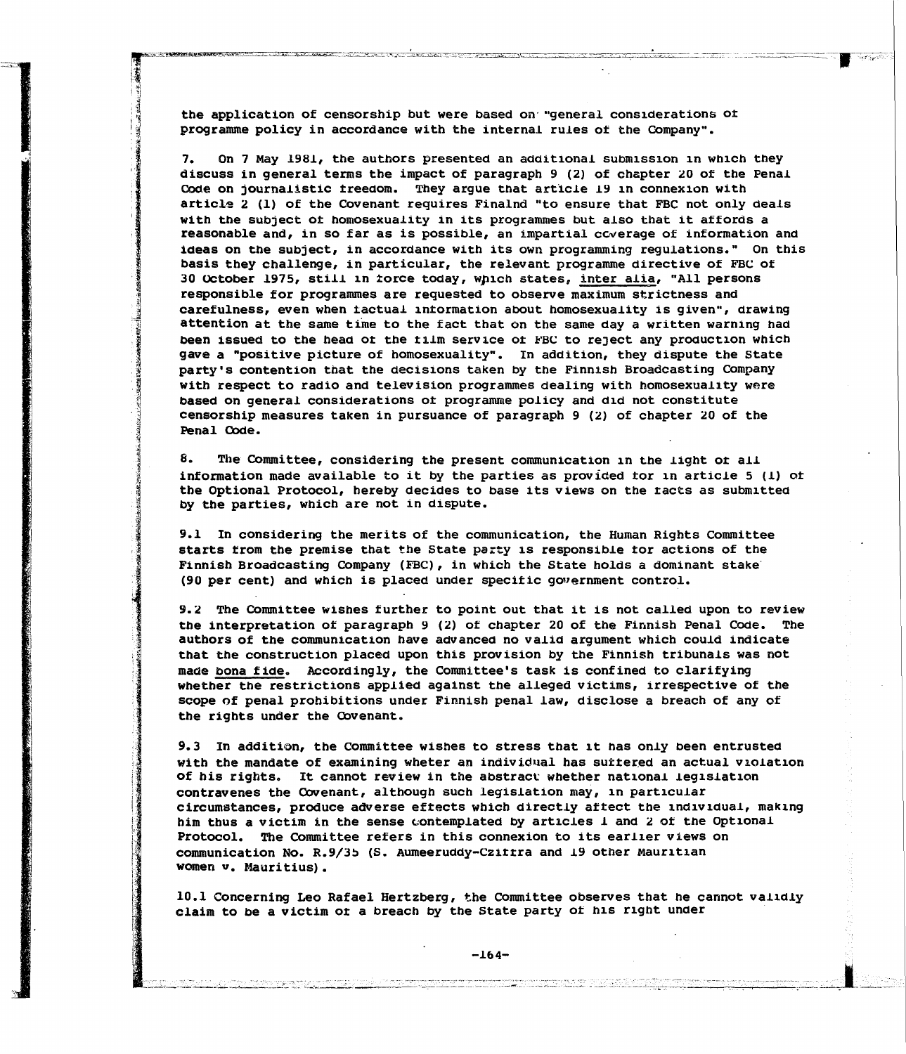the application of censorship but were based on "general considerations of programme policy in accordance with the internal rules of the Company".

7. On 7 May 1981, the authors presented an additional submission in which they discuss in general terms the impact of paragraph 9 (2) of chapter 20 of the Penal Code on journalistic freedom. They argue that article 19 in connexion with article 2 (1) of the Covenant requires Finalnd "to ensure that FBC not only deals with the subject of homosexuality in its programmes but also that it affords a reasonable and, in so far as is possible, an impartial coverage of information and ideas on the subject, in accordance with its own programming regulations." On this basis they challenge, in particular, the relevant programme directive of FBC of 30 October 1975, still in force today, which states, inter alia, "All persons responsible for programmes are requested to observe maximum strictness and carefulness, even when factual information about homosexuality is given", drawing attention at the same time to the fact that on the same day a written warning had been issued to the head of the film service of FBC to reject any production which gave a "positive picture of homosexuality". In addition, they dispute the State party's contention that the decisions taken by the Finnish Broadcasting Company with respect to radio and television programmes dealing with homosexuality were based on general considerations of programme policy and did not constitute censorship measures taken in pursuance of paragraph 9 (2) of chapter 20 of the Penal Code.

8. The Committee, considering the present communication in the light of all information made available to it by the parties as provided for in article 5 (1) of the Optional Protocol, hereby decides to base its views on the facts as submitted by the parties, which are not in dispute.

9.1 In considering the merits of the communication, the Human Rights Committee starts from the premise that the State party is responsible for actions of the Finnish Broadcasting Company (FBC), in which the State holds a dominant stake (90 per cent) and which is placed under specific government control.

9.2 The Committee wishes further to point out that it is not called upon to review the interpretation of paragraph 9 (2) of chapter 20 of the Finnish Penal Code. The authors of the communication have advanced no valid argument which could indicate that the construction placed upon this provision by the Finnish tribunals was not made bona fide. Accordingly, the Committee's task is confined to clarifying whether the restrictions applied against the alleged victims, irrespective of the scope of penal prohibitions under Finnish penal law, disclose a breach of any of the rights under the Covenant.

9.3 In addition, the Committee wishes to stress that it has only been entrusted with the mandate of examining wheter an individual has suffered an actual violation of his rights. It cannot review in the abstract whether national legislation contravenes the Covenant, although such legislation may, in particular circumstances, produce adverse effects which directly affect the individual, making him thus a victim in the sense contemplated by articles 1 and 2 of the Optional Protocol. The Committee refers in this connexion to its earlier views on communication No. R.9/35 (S. Aumeeruddy-Cziffra and 19 other Mauritian women v. Mauritius).

10.1 Concerning Leo Rafael Hertzberg, the Committee observes that he cannot validly claim to be a victim of a breach by the State party of his right under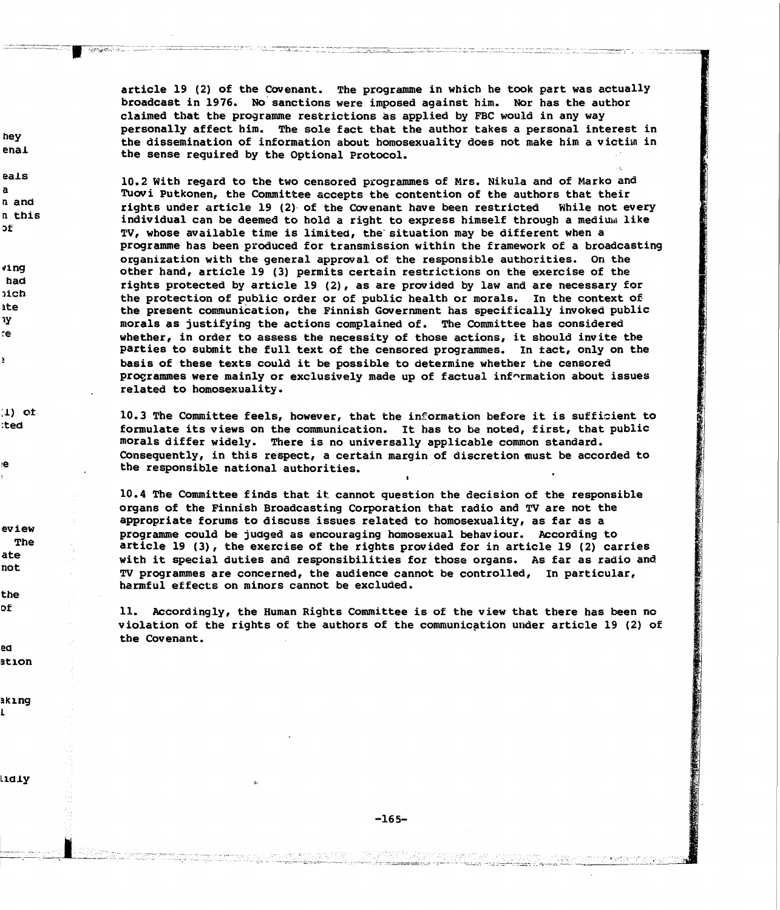article 19 (2) of the Covenant. The programme in which he took part was actually broadcast in 1976. No sanctions were imposed against him. Nor has the author claimed that the programme restrictions as applied by FBC would in any way personally affect him. The sole fact that the author takes a personal interest in the dissemination of information about homosexuality does not make him a victim in the sense required by the Optional Protocol.

10.2 With regard to the two censored programmes of Mrs. Nikula and of Marko and Tuovi Putkonen, the Committee accepts the contention of the authors that their rights under article 19 (2) of the Covenant have been restricted While not every individual can be deemed to hold a right to express himself through a medium like TV, whose available time is limited, the situation may be different when a programme has been produced for transmission within the framework of a broadcasting organization with the general approval of the responsible authorities. On the other hand, article 19 (3) permits certain restrictions on the exercise of the rights protected by article 19 (2), as are provided by law and are necessary for the protection of public order or of public health or morals. In the context of the present communication, the Finnish Government has specifically invoked public morals as justifying the actions complained of. The Committee has considered whether, in order to assess the necessity of those actions, it should invite the parties to submit the full text of the censored programmes. In fact, only on the basis of these texts could it be possible to determine whether the censored programmes were mainly or exclusively made up of factual information about issues related to homosexuality.

10.3 The Committee feels, however, that the information before it is sufficient to formulate its views on the communication. It has to be noted, first, that public morals differ widely. There is no universally applicable common standard. Consequently, in this respect, a certain margin of discretion must be accorded to the responsible national authorities.

10.4 The Committee finds that it cannot question the decision of the responsible organs of the Finnish Broadcasting Corporation that radio and TV are not the appropriate forums to discuss issues related to homosexuality, as far as a programme could be judged as encouraging homosexual behaviour. According to article 19 (3), the exercise of the rights provided for in article 19 (2) carries with it special duties and responsibilities for those organs. As far as radio and TV programmes are concerned, the audience cannot be controlled, In particular, harmful effects on minors cannot be excluded.

11. Accordingly, the Human Rights Committee is of the view that there has been no violation of the rights of the authors of the communication under article 19 (2) of the Covenant.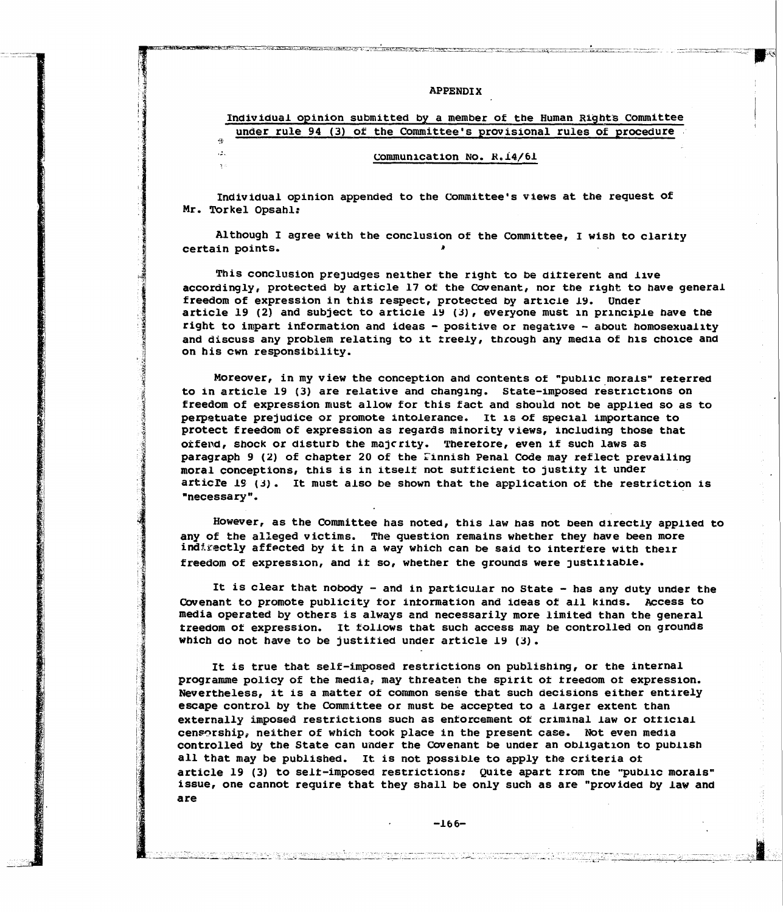# APPENDIX

**Individual opinion submitted by a member of the Human Rights Committee under rule 94 (3) of the Committee's provisional rules of procedure**

**Communication No. R.14/61**

Individual opinion appended to the Committee's views at the request of Mr. Torkel Opsahl:

Although I agree with the conclusion of the Committee, I wish to clarify certain points.

This conclusion prejudges neither the right to be different and live accordingly, protected by article 17 of the Covenant, nor the right to have general freedom of expression in this respect, protected by article 19. Under article 19 (2) and subject to article 19 (3), everyone must in principle have the right to impart information and ideas - positive or negative - about homosexuality and discuss any problem relating to it freely, through any media of his choice and on his own responsibility.

Moreover, in my view the conception and contents of "public morals" referred to in article 19 (3) are relative and changing. State-imposed restrictions on freedom of expression must allow for this fact and should not be applied so as to perpetuate prejudice or promote intolerance. It is of special importance to protect freedom of expression as regards minority views, including those that offend, shock or disturb the majority. Therefore, even if such laws as paragraph 9 (2) of chapter 20 of the Finnish Penal Code may reflect prevailing moral conceptions, this is in itself not sufficient to justify it under article 19 (3). It must also be shown that the application of the restriction is "necessary".

However, as the Committee has noted, this law has not been directly applied to any of the alleged victims. The question remains whether they have been more indirectly affected by it in a way which can be said to interfere with their freedom of expression, and if so, whether the grounds were justifiable.

It is clear that nobody - and in particular no State - has any duty under the Covenant to promote publicity for information and ideas of all kinds. Access to media operated by others is always and necessarily more limited than the general freedom of expression. It follows that such access may be controlled on grounds which do not have to be justified under article 19 (3).

It is true that self-imposed restrictions on publishing, or the internal programme policy of the media, may threaten the spirit of freedom of expression. Nevertheless, it is a matter of common sense that such decisions either entirely escape control by the Committee or must be accepted to a larger extent than externally imposed restrictions such as enforcement of criminal law or official censorship, neither of which took place in the present case. Not even media controlled by the State can under the Covenant be under an obligation to publish all that may be published. It is not possible to apply the criteria of article 19 (3) to self-imposed restrictions: Quite apart from the "public morals" issue, one cannot require that they shall be only such as are "provided by law and are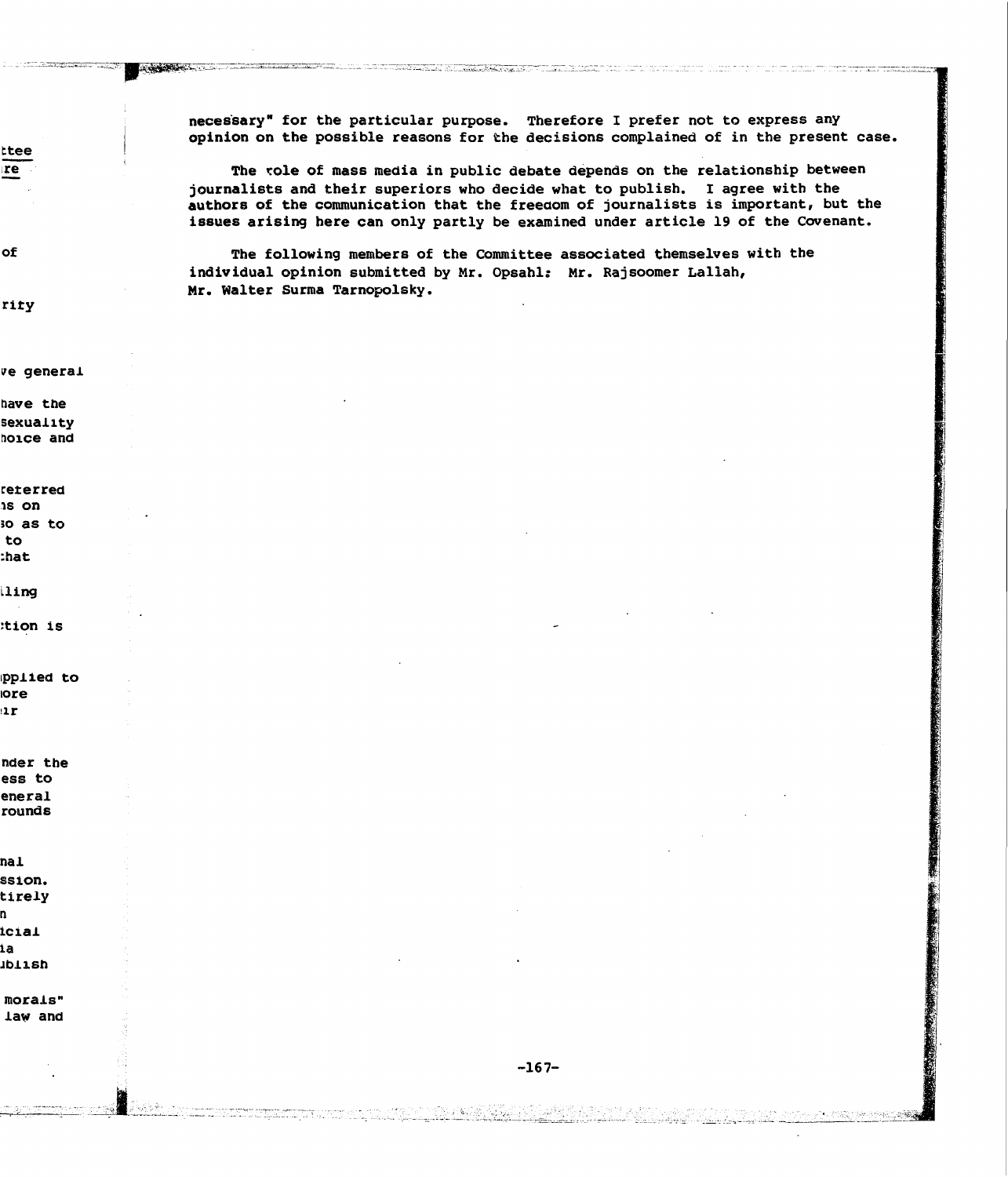necessary" for the particular purpose. Therefore I prefer not to express any opinion on the possible reasons for the decisions complained of in the present case.

The role of mass media in public debate depends on the relationship between journalists and their superiors who decide what to publish. I agree with the authors of the communication that the freedom of journalists is important, but the issues arising here can only partly be examined under article 19 of the Covenant.

The following members of the Committee associated themselves with the individual opinion submitted by Mr. Opsahl: Mr. Rajsoomer Lallah, Mr. Walter Surma Tarnopolsky.